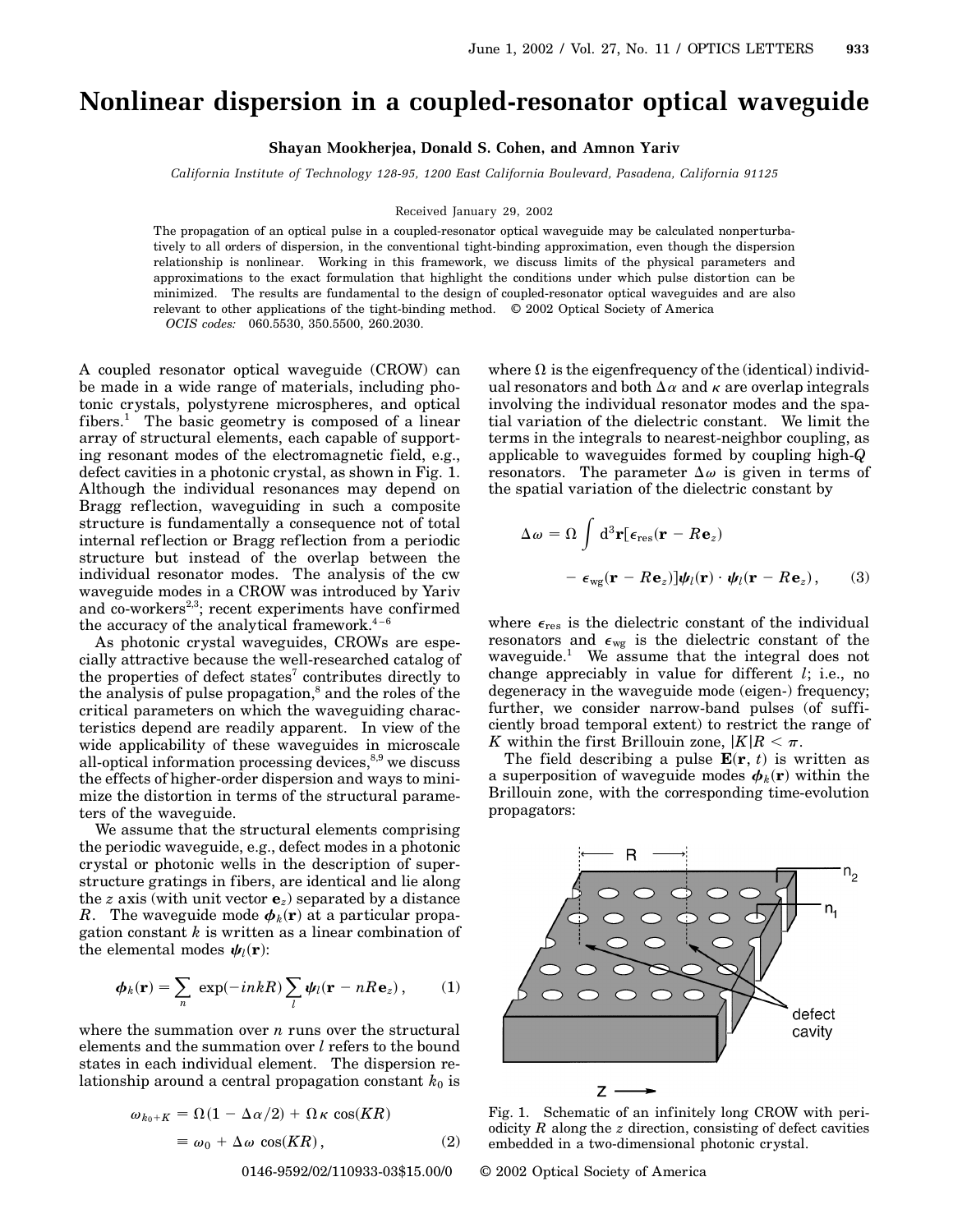# Nonlinear dispersion in a coupled-resonator optical waveguide

**Shayan Mookherjea, Donald S. Cohen, and Amnon Yariv**

*California Institute of Technology 128-95, 1200 East California Boulevard, Pasadena, California 91125*

Received January 29, 2002

The propagation of an optical pulse in a coupled-resonator optical waveguide may be calculated nonperturbatively to all orders of dispersion, in the conventional tight-binding approximation, even though the dispersion relationship is nonlinear. Working in this framework, we discuss limits of the physical parameters and approximations to the exact formulation that highlight the conditions under which pulse distortion can be minimized. The results are fundamental to the design of coupled-resonator optical waveguides and are also relevant to other applications of the tight-binding method. © 2002 Optical Society of America

*OCIS codes:* 060.5530, 350.5500, 260.2030.

A coupled resonator optical waveguide (CROW) can be made in a wide range of materials, including photonic crystals, polystyrene microspheres, and optical fibers.[1] The basic geometry is composed of a linear array of structural elements, each capable of supporting resonant modes of the electromagnetic field, e.g., defect cavities in a photonic crystal, as shown in Fig. 1. Although the individual resonances may depend on Bragg reflection, waveguiding in such a composite structure is fundamentally a consequence not of total internal reflection or Bragg reflection from a periodic structure but instead of the overlap between the individual resonator modes. The analysis of the cw waveguide modes in a CROW was introduced by Yariv and co-workers[2,3]; recent experiments have confirmed the accuracy of the analytical framework.[4–6]

As photonic crystal waveguides, CROWs are especially attractive because the well-researched catalog of the properties of defect states[7] contributes directly to the analysis of pulse propagation,[8] and the roles of the critical parameters on which the waveguiding characteristics depend are readily apparent. In view of the wide applicability of these waveguides in microscale all-optical information processing devices,[8,9] we discuss the effects of higher-order dispersion and ways to minimize the distortion in terms of the structural parameters of the waveguide.

We assume that the structural elements comprising the periodic waveguide, e.g., defect modes in a photonic crystal or photonic wells in the description of superstructure gratings in fibers, are identical and lie along the $z$ axis (with unit vector $\mathbf{e}_z$) separated by a distance $R$. The waveguide mode $\boldsymbol{\phi}_k(\mathbf{r})$ at a particular propagation constant $k$ is written as a linear combination of the elemental modes $\boldsymbol{\psi}_l(\mathbf{r})$:

$$\boldsymbol{\phi}_k(\mathbf{r}) = \sum_n \exp(-inkR) \sum_l \boldsymbol{\psi}_l(\mathbf{r} - nR\mathbf{e}_z)\,, \tag{1}$$

where the summation over $n$ runs over the structural elements and the summation over $l$ refers to the bound states in each individual element. The dispersion relationship around a central propagation constant $k_0$ is

$$\begin{aligned}\omega_{k_0+K} &= \Omega(1 - \Delta\alpha/2) + \Omega\kappa\cos(KR) \\ &\equiv \omega_0 + \Delta\omega\cos(KR)\,,\end{aligned} \tag{2}$$

where $\Omega$ is the eigenfrequency of the (identical) individual resonators and both $\Delta\alpha$ and $\kappa$ are overlap integrals involving the individual resonator modes and the spatial variation of the dielectric constant. We limit the terms in the integrals to nearest-neighbor coupling, as applicable to waveguides formed by coupling high-$Q$ resonators. The parameter $\Delta\omega$ is given in terms of the spatial variation of the dielectric constant by

$$\begin{aligned}\Delta\omega = \Omega \int \mathrm{d}^3\mathbf{r}[\epsilon_{\mathrm{res}}(\mathbf{r} - R\mathbf{e}_z) \\ - \epsilon_{\mathrm{wg}}(\mathbf{r} - R\mathbf{e}_z)]\boldsymbol{\psi}_l(\mathbf{r}) \cdot \boldsymbol{\psi}_l(\mathbf{r} - R\mathbf{e}_z)\,,\end{aligned} \tag{3}$$

where $\epsilon_{\mathrm{res}}$ is the dielectric constant of the individual resonators and $\epsilon_{\mathrm{wg}}$ is the dielectric constant of the waveguide.[1] We assume that the integral does not change appreciably in value for different $l$; i.e., no degeneracy in the waveguide mode (eigen-) frequency; further, we consider narrow-band pulses (of sufficiently broad temporal extent) to restrict the range of $K$ within the first Brillouin zone, $|K|R < \pi$.

The field describing a pulse $\mathbf{E}(\mathbf{r}, t)$ is written as a superposition of waveguide modes $\boldsymbol{\phi}_k(\mathbf{r})$ within the Brillouin zone, with the corresponding time-evolution propagators:

Fig. 1. Schematic of an infinitely long CROW with periodicity $R$ along the $z$ direction, consisting of defect cavities embedded in a two-dimensional photonic crystal.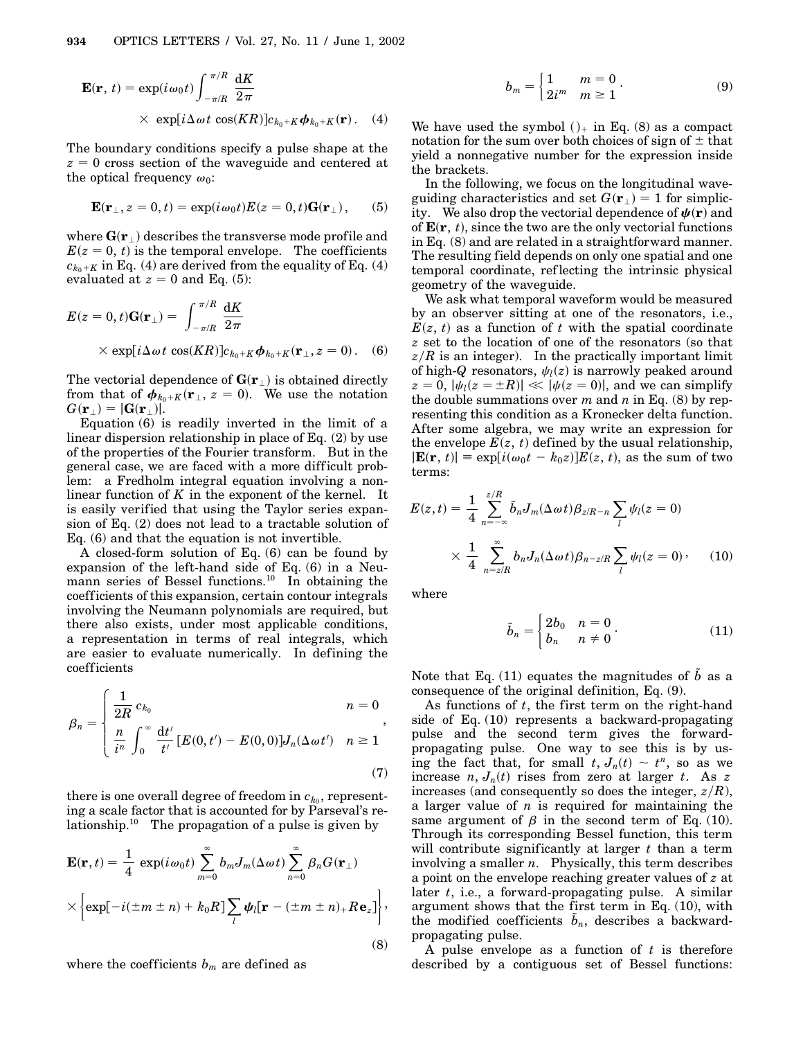$$\mathbf{E}(\mathbf{r}, t) = \exp(i\omega_0 t)\int_{-\pi/R}^{\pi/R} \frac{\mathrm{d}K}{2\pi} \times \exp[i\Delta\omega t \cos(KR)] c_{k_0+K} \boldsymbol{\phi}_{k_0+K}(\mathbf{r}) . \quad (4)$$

The boundary conditions specify a pulse shape at the $z = 0$ cross section of the waveguide and centered at the optical frequency $\omega_0$:

$$\mathbf{E}(\mathbf{r}_\perp, z = 0, t) = \exp(i\omega_0 t) E(z = 0, t)\mathbf{G}(\mathbf{r}_\perp) , \quad (5)$$

where $\mathbf{G}(\mathbf{r}_\perp)$ describes the transverse mode profile and $E(z = 0, t)$ is the temporal envelope. The coefficients $c_{k_0+K}$ in Eq. (4) are derived from the equality of Eq. (4) evaluated at $z = 0$ and Eq. (5):

$$E(z = 0, t)\mathbf{G}(\mathbf{r}_\perp) = \int_{-\pi/R}^{\pi/R} \frac{\mathrm{d}K}{2\pi} \times \exp[i\Delta\omega t \cos(KR)] c_{k_0+K} \boldsymbol{\phi}_{k_0+K}(\mathbf{r}_\perp, z = 0) . \quad (6)$$

The vectorial dependence of $\mathbf{G}(\mathbf{r}_\perp)$ is obtained directly from that of $\boldsymbol{\phi}_{k_0+K}(\mathbf{r}_\perp, z = 0)$. We use the notation $G(\mathbf{r}_\perp) = |\mathbf{G}(\mathbf{r}_\perp)|$.

Equation (6) is readily inverted in the limit of a linear dispersion relationship in place of Eq. (2) by use of the properties of the Fourier transform. But in the general case, we are faced with a more difficult problem: a Fredholm integral equation involving a nonlinear function of $K$ in the exponent of the kernel. It is easily verified that using the Taylor series expansion of Eq. (2) does not lead to a tractable solution of Eq. (6) and that the equation is not invertible.

A closed-form solution of Eq. (6) can be found by expansion of the left-hand side of Eq. (6) in a Neumann series of Bessel functions.[10] In obtaining the coefficients of this expansion, certain contour integrals involving the Neumann polynomials are required, but there also exists, under most applicable conditions, a representation in terms of real integrals, which are easier to evaluate numerically. In defining the coefficients

$$\beta_n = \begin{cases} \dfrac{1}{2R} c_{k_0} & n = 0 \\ \dfrac{n}{i^n} \displaystyle\int_0^\infty \frac{\mathrm{d}t'}{t'} [E(0, t') - E(0, 0)] J_n(\Delta\omega t') & n \geq 1 \end{cases} , \quad (7)$$

there is one overall degree of freedom in $c_{k_0}$, representing a scale factor that is accounted for by Parseval's relationship.[10] The propagation of a pulse is given by

$$\mathbf{E}(\mathbf{r}, t) = \frac{1}{4} \exp(i\omega_0 t) \sum_{m=0}^{\infty} b_m J_m(\Delta\omega t) \sum_{n=0}^{\infty} \beta_n G(\mathbf{r}_\perp) \times \left\{ \exp[-i(\pm m \pm n) + k_0 R] \sum_l \boldsymbol{\psi}_l[\mathbf{r} - (\pm m \pm n)_+ R\mathbf{e}_z] \right\}, \quad (8)$$

where the coefficients $b_m$ are defined as

$$b_m = \begin{cases} 1 & m = 0 \\ 2i^m & m \geq 1 \end{cases} . \quad (9)$$

We have used the symbol $()_+$ in Eq. (8) as a compact notation for the sum over both choices of sign of $\pm$ that yield a nonnegative number for the expression inside the brackets.

In the following, we focus on the longitudinal waveguiding characteristics and set $G(\mathbf{r}_\perp) = 1$ for simplicity. We also drop the vectorial dependence of $\boldsymbol{\psi}(\mathbf{r})$ and of $\mathbf{E}(\mathbf{r}, t)$, since the two are the only vectorial functions in Eq. (8) and are related in a straightforward manner. The resulting field depends on only one spatial and one temporal coordinate, reflecting the intrinsic physical geometry of the waveguide.

We ask what temporal waveform would be measured by an observer sitting at one of the resonators, i.e., $E(z, t)$ as a function of $t$ with the spatial coordinate $z$ set to the location of one of the resonators (so that $z/R$ is an integer). In the practically important limit of high-$Q$ resonators, $\psi_l(z)$ is narrowly peaked around $z = 0$, $|\psi_l(z = \pm R)| \ll |\psi(z = 0)|$, and we can simplify the double summations over $m$ and $n$ in Eq. (8) by representing this condition as a Kronecker delta function. After some algebra, we may write an expression for the envelope $E(z, t)$ defined by the usual relationship, $|\mathbf{E}(\mathbf{r}, t)| \equiv \exp[i(\omega_0 t - k_0 z)]E(z, t)$, as the sum of two terms:

$$E(z, t) = \frac{1}{4} \sum_{n=-\infty}^{z/R} \tilde{b}_n J_m(\Delta\omega t) \beta_{z/R-n} \sum_l \psi_l(z = 0) \times \frac{1}{4} \sum_{n=z/R}^{\infty} b_n J_n(\Delta\omega t) \beta_{n-z/R} \sum_l \psi_l(z = 0) , \quad (10)$$

where

$$\tilde{b}_n = \begin{cases} 2b_0 & n = 0 \\ b_n & n \neq 0 \end{cases} . \quad (11)$$

Note that Eq. (11) equates the magnitudes of $\tilde{b}$ as a consequence of the original definition, Eq. (9).

As functions of $t$, the first term on the right-hand side of Eq. (10) represents a backward-propagating pulse and the second term gives the forward-propagating pulse. One way to see this is by using the fact that, for small $t$, $J_n(t) \sim t^n$, so as we increase $n$, $J_n(t)$ rises from zero at larger $t$. As $z$ increases (and consequently so does the integer, $z/R$), a larger value of $n$ is required for maintaining the same argument of $\beta$ in the second term of Eq. (10). Through its corresponding Bessel function, this term will contribute significantly at larger $t$ than a term involving a smaller $n$. Physically, this term describes a point on the envelope reaching greater values of $z$ at later $t$, i.e., a forward-propagating pulse. A similar argument shows that the first term in Eq. (10), with the modified coefficients $\tilde{b}_n$, describes a backward-propagating pulse.

A pulse envelope as a function of $t$ is therefore described by a contiguous set of Bessel functions: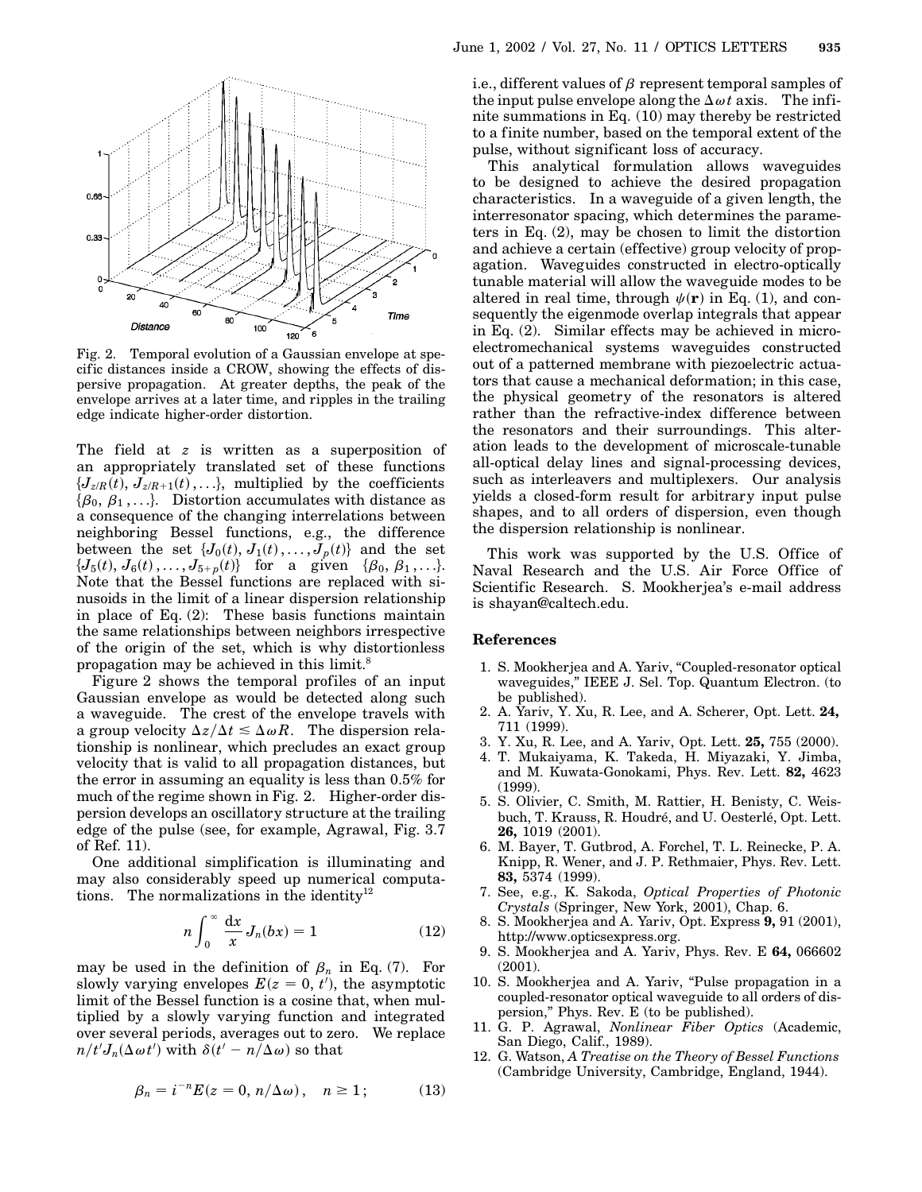1

0.66

0.33

0

0

20

40

60

80

100

120

Distance

0

1

2

3

4

5

6

Time

Fig. 2. Temporal evolution of a Gaussian envelope at specific distances inside a CROW, showing the effects of dispersive propagation. At greater depths, the peak of the envelope arrives at a later time, and ripples in the trailing edge indicate higher-order distortion.

The field at $z$ is written as a superposition of an appropriately translated set of these functions $\{J_{z/R}(t), J_{z/R+1}(t), \ldots\}$, multiplied by the coefficients $\{\beta_0, \beta_1, \ldots\}$. Distortion accumulates with distance as a consequence of the changing interrelations between neighboring Bessel functions, e.g., the difference between the set $\{J_0(t), J_1(t), \ldots, J_p(t)\}$ and the set $\{J_5(t), J_6(t), \ldots, J_{5+p}(t)\}$ for a given $\{\beta_0, \beta_1, \ldots\}$. Note that the Bessel functions are replaced with sinusoids in the limit of a linear dispersion relationship in place of Eq. (2): These basis functions maintain the same relationships between neighbors irrespective of the origin of the set, which is why distortionless propagation may be achieved in this limit.[8]

Figure 2 shows the temporal profiles of an input Gaussian envelope as would be detected along such a waveguide. The crest of the envelope travels with a group velocity $\Delta z/\Delta t \leq \Delta\omega R$. The dispersion relationship is nonlinear, which precludes an exact group velocity that is valid to all propagation distances, but the error in assuming an equality is less than 0.5% for much of the regime shown in Fig. 2. Higher-order dispersion develops an oscillatory structure at the trailing edge of the pulse (see, for example, Agrawal, Fig. 3.7 of Ref. 11).

One additional simplification is illuminating and may also considerably speed up numerical computations. The normalizations in the identity[12]

$$n\int_0^\infty \frac{\mathrm{d}x}{x} J_n(bx) = 1 \tag{12}$$

may be used in the definition of $\beta_n$ in Eq. (7). For slowly varying envelopes $E(z = 0, t')$, the asymptotic limit of the Bessel function is a cosine that, when multiplied by a slowly varying function and integrated over several periods, averages out to zero. We replace $n/t' J_n(\Delta\omega t')$ with $\delta(t' - n/\Delta\omega)$ so that

$$\beta_n = i^{-n} E(z = 0, n/\Delta\omega), \quad n \geq 1; \tag{13}$$

i.e., different values of $\beta$ represent temporal samples of the input pulse envelope along the $\Delta\omega t$ axis. The infinite summations in Eq. (10) may thereby be restricted to a finite number, based on the temporal extent of the pulse, without significant loss of accuracy.

This analytical formulation allows waveguides to be designed to achieve the desired propagation characteristics. In a waveguide of a given length, the interresonator spacing, which determines the parameters in Eq. (2), may be chosen to limit the distortion and achieve a certain (effective) group velocity of propagation. Waveguides constructed in electro-optically tunable material will allow the waveguide modes to be altered in real time, through $\psi(\mathbf{r})$ in Eq. (1), and consequently the eigenmode overlap integrals that appear in Eq. (2). Similar effects may be achieved in microelectromechanical systems waveguides constructed out of a patterned membrane with piezoelectric actuators that cause a mechanical deformation; in this case, the physical geometry of the resonators is altered rather than the refractive-index difference between the resonators and their surroundings. This alteration leads to the development of microscale-tunable all-optical delay lines and signal-processing devices, such as interleavers and multiplexers. Our analysis yields a closed-form result for arbitrary input pulse shapes, and to all orders of dispersion, even though the dispersion relationship is nonlinear.

This work was supported by the U.S. Office of Naval Research and the U.S. Air Force Office of Scientific Research. S. Mookherjea's e-mail address is shayan@caltech.edu.

## References

1. S. Mookherjea and A. Yariv, "Coupled-resonator optical waveguides," IEEE J. Sel. Top. Quantum Electron. (to be published).
2. A. Yariv, Y. Xu, R. Lee, and A. Scherer, Opt. Lett. **24,** 711 (1999).
3. Y. Xu, R. Lee, and A. Yariv, Opt. Lett. **25,** 755 (2000).
4. T. Mukaiyama, K. Takeda, H. Miyazaki, Y. Jimba, and M. Kuwata-Gonokami, Phys. Rev. Lett. **82,** 4623 (1999).
5. S. Olivier, C. Smith, M. Rattier, H. Benisty, C. Weisbuch, T. Krauss, R. Houdré, and U. Oesterlé, Opt. Lett. **26,** 1019 (2001).
6. M. Bayer, T. Gutbrod, A. Forchel, T. L. Reinecke, P. A. Knipp, R. Wener, and J. P. Rethmaier, Phys. Rev. Lett. **83,** 5374 (1999).
7. See, e.g., K. Sakoda, *Optical Properties of Photonic Crystals* (Springer, New York, 2001), Chap. 6.
8. S. Mookherjea and A. Yariv, Opt. Express **9,** 91 (2001), http://www.opticsexpress.org.
9. S. Mookherjea and A. Yariv, Phys. Rev. E **64,** 066602 (2001).
10. S. Mookherjea and A. Yariv, "Pulse propagation in a coupled-resonator optical waveguide to all orders of dispersion," Phys. Rev. E (to be published).
11. G. P. Agrawal, *Nonlinear Fiber Optics* (Academic, San Diego, Calif., 1989).
12. G. Watson, *A Treatise on the Theory of Bessel Functions* (Cambridge University, Cambridge, England, 1944).